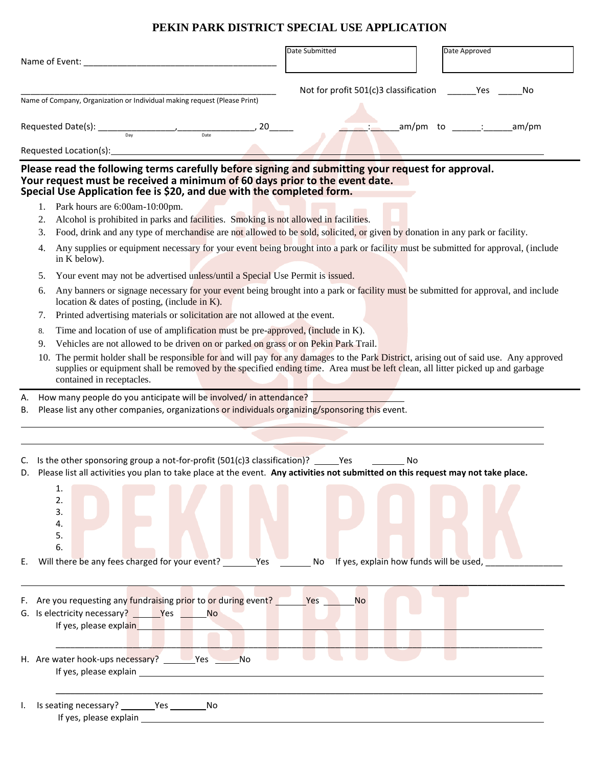# PEKIN PARK DISTRICT SPECIAL USE APPLICATION

Name of Event: ________________________________________

Date Submitted

Date Approved

____________________________________________________

Name of Company, Organization or Individual making request (Please Print)

Not for profit 501(c)3 classification ______Yes _____No

Requested Date(s): _______________,_______________, 20_____
Day Date

_____:_____am/pm to _____:_____am/pm

Requested Location(s):____________________________________________________________________________

**Please read the following terms carefully before signing and submitting your request for approval.**
**Your request must be received a minimum of 60 days prior to the event date.**
**Special Use Application fee is $20, and due with the completed form.**

1. Park hours are 6:00am-10:00pm.
2. Alcohol is prohibited in parks and facilities. Smoking is not allowed in facilities.
3. Food, drink and any type of merchandise are not allowed to be sold, solicited, or given by donation in any park or facility.
4. Any supplies or equipment necessary for your event being brought into a park or facility must be submitted for approval, (include in K below).
5. Your event may not be advertised unless/until a Special Use Permit is issued.
6. Any banners or signage necessary for your event being brought into a park or facility must be submitted for approval, and include location & dates of posting, (include in K).
7. Printed advertising materials or solicitation are not allowed at the event.
8. Time and location of use of amplification must be pre-approved, (include in K).
9. Vehicles are not allowed to be driven on or parked on grass or on Pekin Park Trail.
10. The permit holder shall be responsible for and will pay for any damages to the Park District, arising out of said use. Any approved supplies or equipment shall be removed by the specified ending time. Area must be left clean, all litter picked up and garbage contained in receptacles.

A. How many people do you anticipate will be involved/ in attendance? __________________

B. Please list any other companies, organizations or individuals organizing/sponsoring this event.

____________________________________________________________________________________

____________________________________________________________________________________

C. Is the other sponsoring group a not-for-profit (501(c)3 classification)? _____Yes _______ No

D. Please list all activities you plan to take place at the event. **Any activities not submitted on this request may not take place.**

1.
2.
3.
4.
5.
6.

E. Will there be any fees charged for your event? _______Yes _______ No If yes, explain how funds will be used, _______________

____________________________________________________________________________________

F. Are you requesting any fundraising prior to or during event? _______Yes _______No

G. Is electricity necessary? ______Yes ______No
If yes, please explain_______________________________________________________________________

____________________________________________________________________________________

H. Are water hook-ups necessary? _______Yes ______No
If yes, please explain _______________________________________________________________________

____________________________________________________________________________________

I. Is seating necessary? _______Yes ________No
If yes, please explain _______________________________________________________________________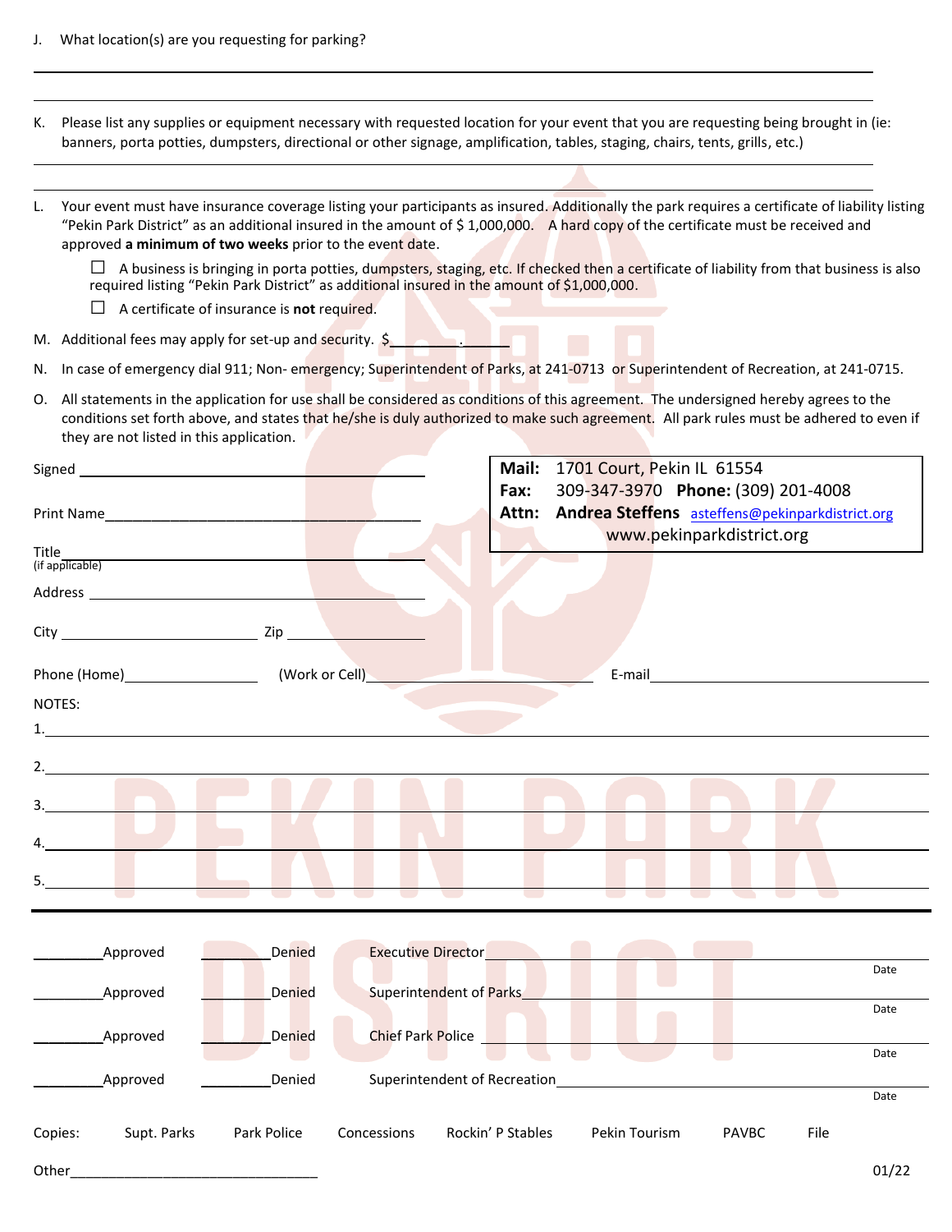J. What location(s) are you requesting for parking?

K. Please list any supplies or equipment necessary with requested location for your event that you are requesting being brought in (ie: banners, porta potties, dumpsters, directional or other signage, amplification, tables, staging, chairs, tents, grills, etc.)

L. Your event must have insurance coverage listing your participants as insured. Additionally the park requires a certificate of liability listing "Pekin Park District" as an additional insured in the amount of $ 1,000,000. A hard copy of the certificate must be received and approved **a minimum of two weeks** prior to the event date.

☐ A business is bringing in porta potties, dumpsters, staging, etc. If checked then a certificate of liability from that business is also required listing "Pekin Park District" as additional insured in the amount of $1,000,000.

☐ A certificate of insurance is **not** required.

M. Additional fees may apply for set-up and security. $________.______

N. In case of emergency dial 911; Non- emergency; Superintendent of Parks, at 241-0713 or Superintendent of Recreation, at 241-0715.

O. All statements in the application for use shall be considered as conditions of this agreement. The undersigned hereby agrees to the conditions set forth above, and states that he/she is duly authorized to make such agreement. All park rules must be adhered to even if they are not listed in this application.

**Mail:** 1701 Court, Pekin IL 61554
**Fax:** 309-347-3970 **Phone:** (309) 201-4008
**Attn:** **Andrea Steffens** asteffens@pekinparkdistrict.org
www.pekinparkdistrict.org

Signed ________________________________

Print Name ________________________________

Title (if applicable) ________________________________

Address ________________________________

City ________________ Zip ____________

Phone (Home) ____________ (Work or Cell) ____________ E-mail ________________

NOTES:

1. ________________________________
2. ________________________________
3. ________________________________
4. ________________________________
5. ________________________________

________Approved ________Denied Executive Director ________________________________ Date

________Approved ________Denied Superintendent of Parks ________________________________ Date

________Approved ________Denied Chief Park Police ________________________________ Date

________Approved ________Denied Superintendent of Recreation ________________________________ Date

Copies: Supt. Parks Park Police Concessions Rockin' P Stables Pekin Tourism PAVBC File

Other ________________________________

01/22